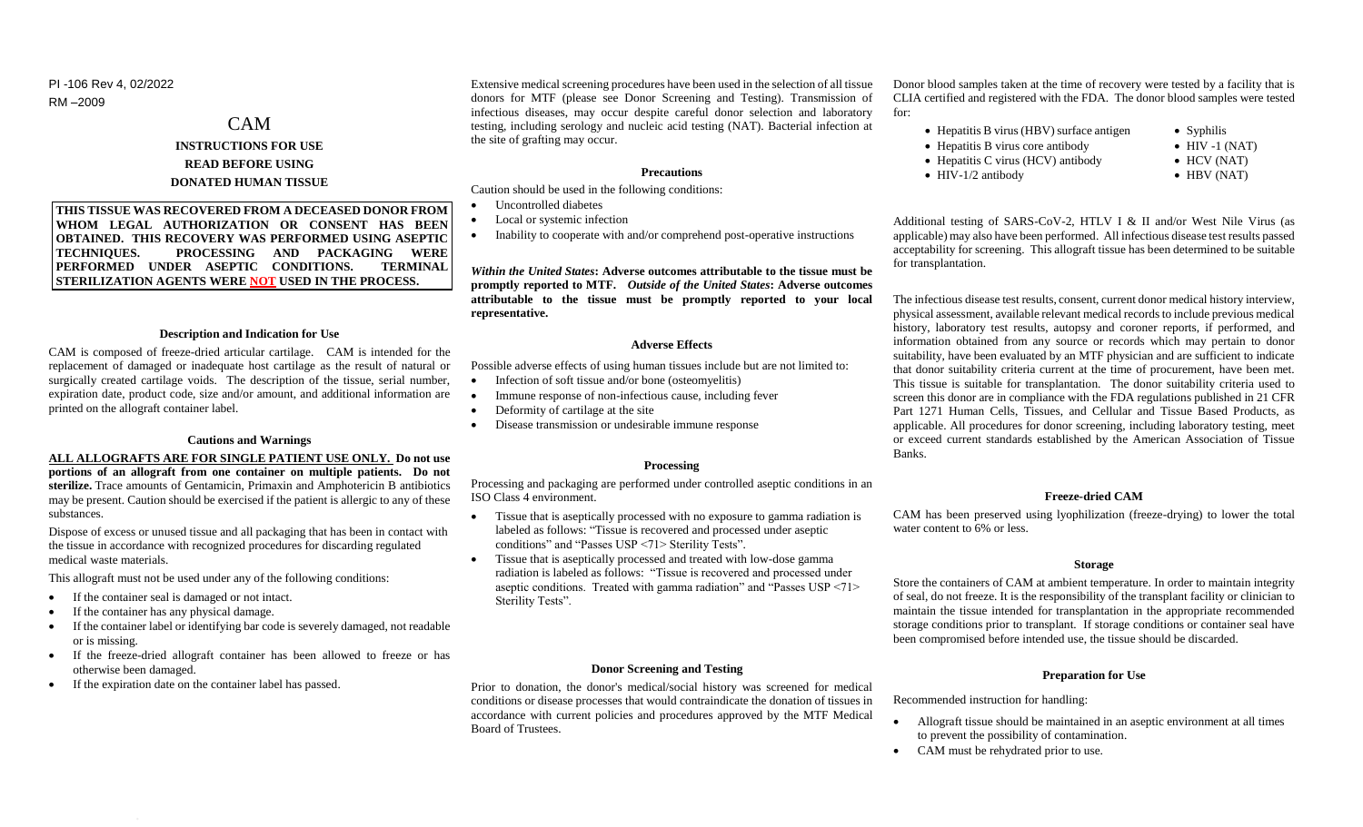PI -106 Rev 4, 02/2022
RM –2009

# CAM

**INSTRUCTIONS FOR USE**

**READ BEFORE USING**

**DONATED HUMAN TISSUE**

**THIS TISSUE WAS RECOVERED FROM A DECEASED DONOR FROM WHOM LEGAL AUTHORIZATION OR CONSENT HAS BEEN OBTAINED. THIS RECOVERY WAS PERFORMED USING ASEPTIC TECHNIQUES. PROCESSING AND PACKAGING WERE PERFORMED UNDER ASEPTIC CONDITIONS. TERMINAL STERILIZATION AGENTS WERE NOT USED IN THE PROCESS.**

### Description and Indication for Use

CAM is composed of freeze-dried articular cartilage. CAM is intended for the replacement of damaged or inadequate host cartilage as the result of natural or surgically created cartilage voids. The description of the tissue, serial number, expiration date, product code, size and/or amount, and additional information are printed on the allograft container label.

### Cautions and Warnings

**ALL ALLOGRAFTS ARE FOR SINGLE PATIENT USE ONLY. Do not use portions of an allograft from one container on multiple patients. Do not sterilize.** Trace amounts of Gentamicin, Primaxin and Amphotericin B antibiotics may be present. Caution should be exercised if the patient is allergic to any of these substances.

Dispose of excess or unused tissue and all packaging that has been in contact with the tissue in accordance with recognized procedures for discarding regulated medical waste materials.

This allograft must not be used under any of the following conditions:

- If the container seal is damaged or not intact.
- If the container has any physical damage.
- If the container label or identifying bar code is severely damaged, not readable or is missing.
- If the freeze-dried allograft container has been allowed to freeze or has otherwise been damaged.
- If the expiration date on the container label has passed.

Extensive medical screening procedures have been used in the selection of all tissue donors for MTF (please see Donor Screening and Testing). Transmission of infectious diseases, may occur despite careful donor selection and laboratory testing, including serology and nucleic acid testing (NAT). Bacterial infection at the site of grafting may occur.

### Precautions

Caution should be used in the following conditions:

- Uncontrolled diabetes
- Local or systemic infection
- Inability to cooperate with and/or comprehend post-operative instructions

***Within the United States*: Adverse outcomes attributable to the tissue must be promptly reported to MTF. *Outside of the United States*: Adverse outcomes attributable to the tissue must be promptly reported to your local representative.**

### Adverse Effects

Possible adverse effects of using human tissues include but are not limited to:

- Infection of soft tissue and/or bone (osteomyelitis)
- Immune response of non-infectious cause, including fever
- Deformity of cartilage at the site
- Disease transmission or undesirable immune response

### Processing

Processing and packaging are performed under controlled aseptic conditions in an ISO Class 4 environment.

- Tissue that is aseptically processed with no exposure to gamma radiation is labeled as follows: "Tissue is recovered and processed under aseptic conditions" and "Passes USP <71> Sterility Tests".
- Tissue that is aseptically processed and treated with low-dose gamma radiation is labeled as follows: "Tissue is recovered and processed under aseptic conditions. Treated with gamma radiation" and "Passes USP <71> Sterility Tests".

### Donor Screening and Testing

Prior to donation, the donor's medical/social history was screened for medical conditions or disease processes that would contraindicate the donation of tissues in accordance with current policies and procedures approved by the MTF Medical Board of Trustees.

Donor blood samples taken at the time of recovery were tested by a facility that is CLIA certified and registered with the FDA. The donor blood samples were tested for:

- Hepatitis B virus (HBV) surface antigen
- Hepatitis B virus core antibody
- Hepatitis C virus (HCV) antibody
- HIV-1/2 antibody
- Syphilis
- HIV -1 (NAT)
- HCV (NAT)
- HBV (NAT)

Additional testing of SARS-CoV-2, HTLV I & II and/or West Nile Virus (as applicable) may also have been performed. All infectious disease test results passed acceptability for screening. This allograft tissue has been determined to be suitable for transplantation.

The infectious disease test results, consent, current donor medical history interview, physical assessment, available relevant medical records to include previous medical history, laboratory test results, autopsy and coroner reports, if performed, and information obtained from any source or records which may pertain to donor suitability, have been evaluated by an MTF physician and are sufficient to indicate that donor suitability criteria current at the time of procurement, have been met. This tissue is suitable for transplantation. The donor suitability criteria used to screen this donor are in compliance with the FDA regulations published in 21 CFR Part 1271 Human Cells, Tissues, and Cellular and Tissue Based Products, as applicable. All procedures for donor screening, including laboratory testing, meet or exceed current standards established by the American Association of Tissue Banks.

### Freeze-dried CAM

CAM has been preserved using lyophilization (freeze-drying) to lower the total water content to 6% or less.

### Storage

Store the containers of CAM at ambient temperature. In order to maintain integrity of seal, do not freeze. It is the responsibility of the transplant facility or clinician to maintain the tissue intended for transplantation in the appropriate recommended storage conditions prior to transplant. If storage conditions or container seal have been compromised before intended use, the tissue should be discarded.

### Preparation for Use

Recommended instruction for handling:

- Allograft tissue should be maintained in an aseptic environment at all times to prevent the possibility of contamination.
- CAM must be rehydrated prior to use.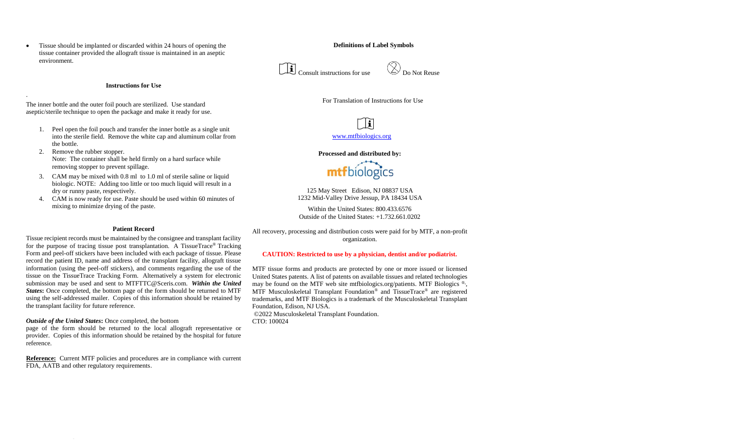- Tissue should be implanted or discarded within 24 hours of opening the tissue container provided the allograft tissue is maintained in an aseptic environment.

## Instructions for Use

The inner bottle and the outer foil pouch are sterilized. Use standard aseptic/sterile technique to open the package and make it ready for use.

1. Peel open the foil pouch and transfer the inner bottle as a single unit into the sterile field. Remove the white cap and aluminum collar from the bottle.
2. Remove the rubber stopper.
   Note: The container shall be held firmly on a hard surface while removing stopper to prevent spillage.
3. CAM may be mixed with 0.8 ml to 1.0 ml of sterile saline or liquid biologic. NOTE: Adding too little or too much liquid will result in a dry or runny paste, respectively.
4. CAM is now ready for use. Paste should be used within 60 minutes of mixing to minimize drying of the paste.

## Patient Record

Tissue recipient records must be maintained by the consignee and transplant facility for the purpose of tracing tissue post transplantation. A TissueTrace® Tracking Form and peel-off stickers have been included with each package of tissue. Please record the patient ID, name and address of the transplant facility, allograft tissue information (using the peel-off stickers), and comments regarding the use of the tissue on the TissueTrace Tracking Form. Alternatively a system for electronic submission may be used and sent to MTFTTC@Sceris.com. ***Within the United States*:** Once completed, the bottom page of the form should be returned to MTF using the self-addressed mailer. Copies of this information should be retained by the transplant facility for future reference.

***Outside of the United States*:** Once completed, the bottom page of the form should be returned to the local allograft representative or provider. Copies of this information should be retained by the hospital for future reference.

**Reference:** Current MTF policies and procedures are in compliance with current FDA, AATB and other regulatory requirements.

## Definitions of Label Symbols

Consult instructions for use

Do Not Reuse

For Translation of Instructions for Use

www.mtfbiologics.org

**Processed and distributed by:**

mtfbiologics

125 May Street Edison, NJ 08837 USA
1232 Mid-Valley Drive Jessup, PA 18434 USA

Within the United States: 800.433.6576
Outside of the United States: +1.732.661.0202

All recovery, processing and distribution costs were paid for by MTF, a non-profit organization.

**CAUTION: Restricted to use by a physician, dentist and/or podiatrist.**

MTF tissue forms and products are protected by one or more issued or licensed United States patents. A list of patents on available tissues and related technologies may be found on the MTF web site mtfbiologics.org/patients. MTF Biologics ®, MTF Musculoskeletal Transplant Foundation® and TissueTrace® are registered trademarks, and MTF Biologics is a trademark of the Musculoskeletal Transplant Foundation, Edison, NJ USA.

©2022 Musculoskeletal Transplant Foundation.
CTO: 100024